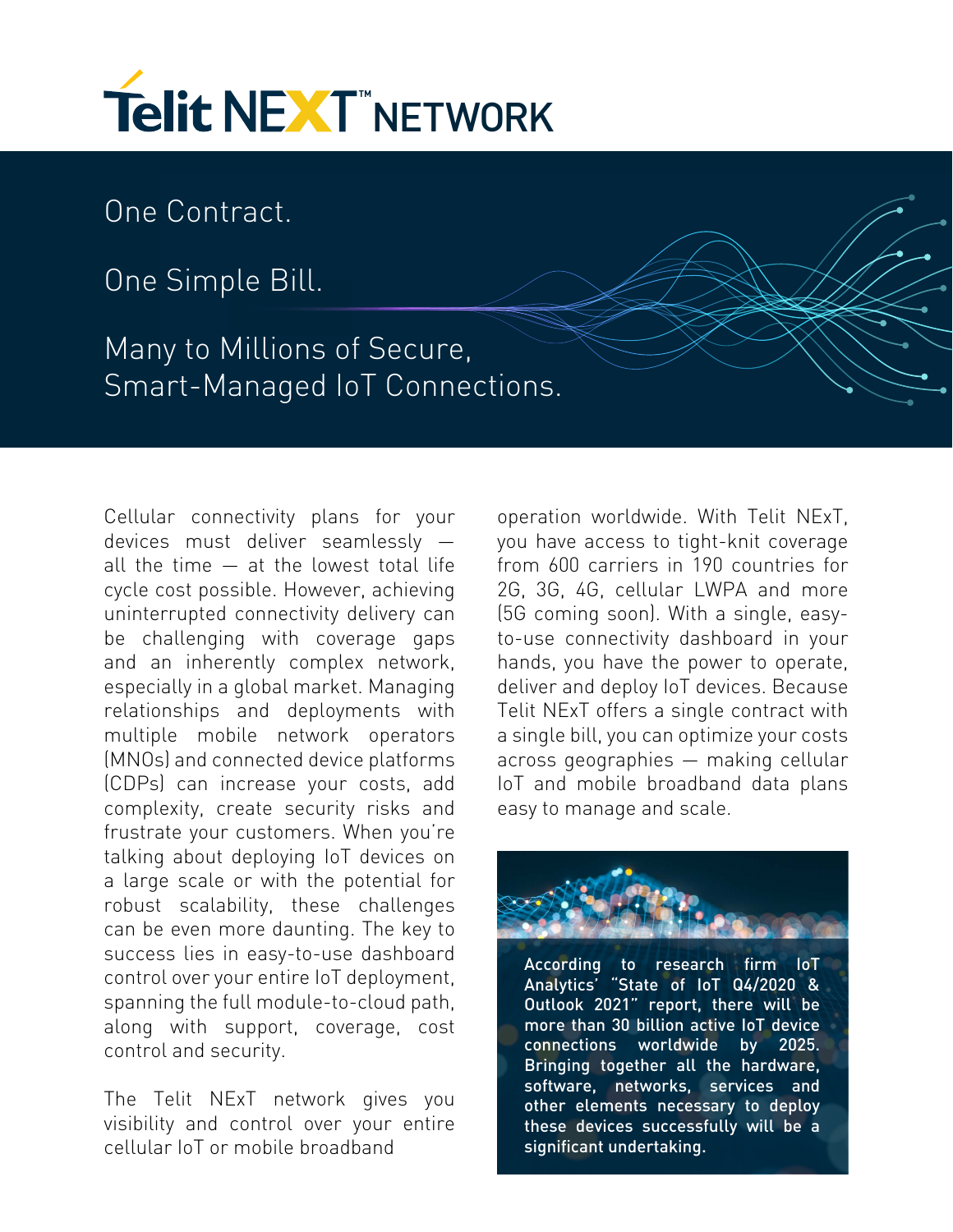# Telit NEXT™ NETWORK

## One Contract.

## One Simple Bill.

## Many to Millions of Secure, Smart-Managed IoT Connections.

Cellular connectivity plans for your devices must deliver seamlessly — all the time — at the lowest total life cycle cost possible. However, achieving uninterrupted connectivity delivery can be challenging with coverage gaps and an inherently complex network, especially in a global market. Managing relationships and deployments with multiple mobile network operators (MNOs) and connected device platforms (CDPs) can increase your costs, add complexity, create security risks and frustrate your customers. When you're talking about deploying IoT devices on a large scale or with the potential for robust scalability, these challenges can be even more daunting. The key to success lies in easy-to-use dashboard control over your entire IoT deployment, spanning the full module-to-cloud path, along with support, coverage, cost control and security.

The Telit NExT network gives you visibility and control over your entire cellular IoT or mobile broadband operation worldwide. With Telit NExT, you have access to tight-knit coverage from 600 carriers in 190 countries for 2G, 3G, 4G, cellular LWPA and more (5G coming soon). With a single, easy-to-use connectivity dashboard in your hands, you have the power to operate, deliver and deploy IoT devices. Because Telit NExT offers a single contract with a single bill, you can optimize your costs across geographies — making cellular IoT and mobile broadband data plans easy to manage and scale.

**According to research firm IoT Analytics' "State of IoT Q4/2020 & Outlook 2021" report, there will be more than 30 billion active IoT device connections worldwide by 2025. Bringing together all the hardware, software, networks, services and other elements necessary to deploy these devices successfully will be a significant undertaking.**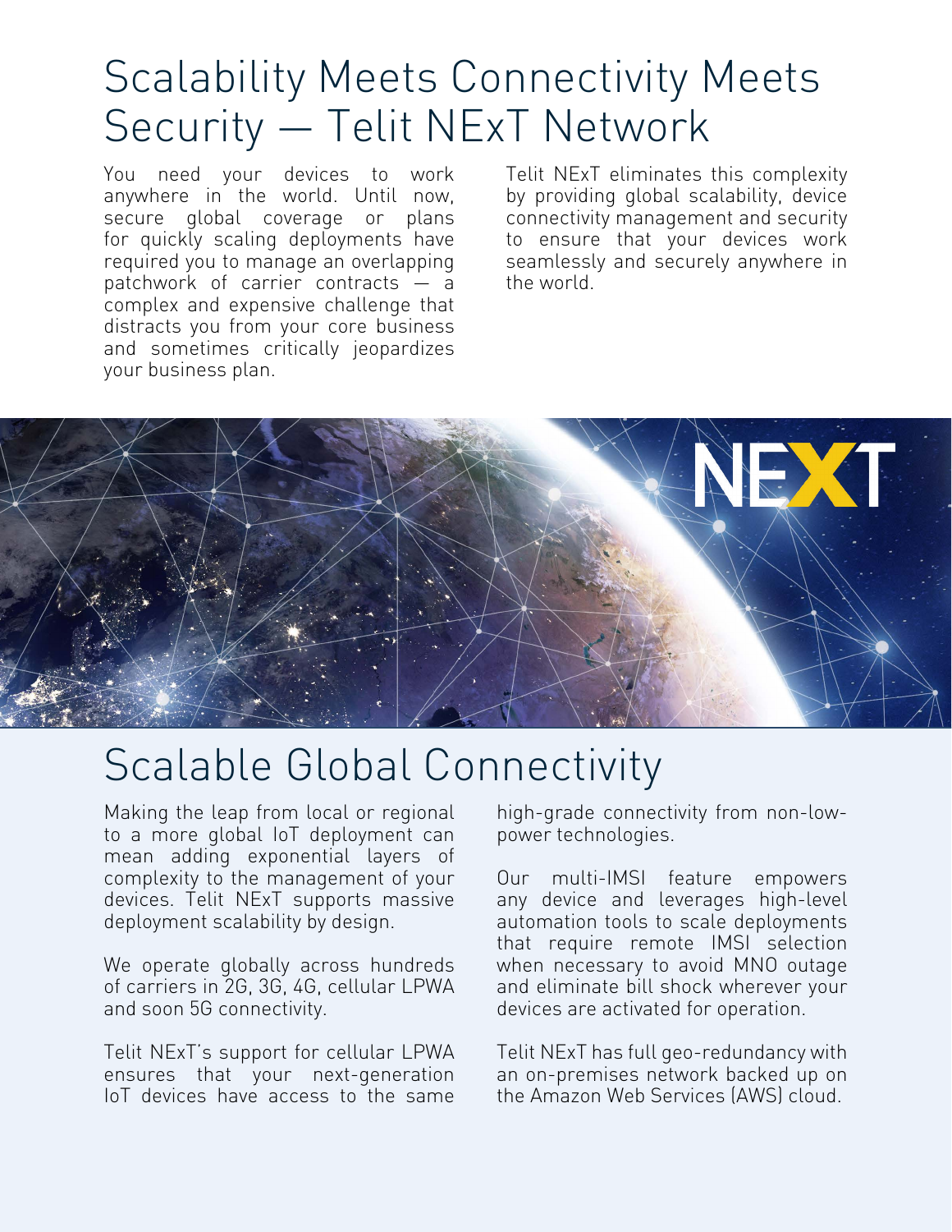# Scalability Meets Connectivity Meets Security — Telit NExT Network

You need your devices to work anywhere in the world. Until now, secure global coverage or plans for quickly scaling deployments have required you to manage an overlapping patchwork of carrier contracts — a complex and expensive challenge that distracts you from your core business and sometimes critically jeopardizes your business plan.

Telit NExT eliminates this complexity by providing global scalability, device connectivity management and security to ensure that your devices work seamlessly and securely anywhere in the world.

## Scalable Global Connectivity

Making the leap from local or regional to a more global IoT deployment can mean adding exponential layers of complexity to the management of your devices. Telit NExT supports massive deployment scalability by design.

We operate globally across hundreds of carriers in 2G, 3G, 4G, cellular LPWA and soon 5G connectivity.

Telit NExT's support for cellular LPWA ensures that your next-generation IoT devices have access to the same high-grade connectivity from non-low-power technologies.

Our multi-IMSI feature empowers any device and leverages high-level automation tools to scale deployments that require remote IMSI selection when necessary to avoid MNO outage and eliminate bill shock wherever your devices are activated for operation.

Telit NExT has full geo-redundancy with an on-premises network backed up on the Amazon Web Services (AWS) cloud.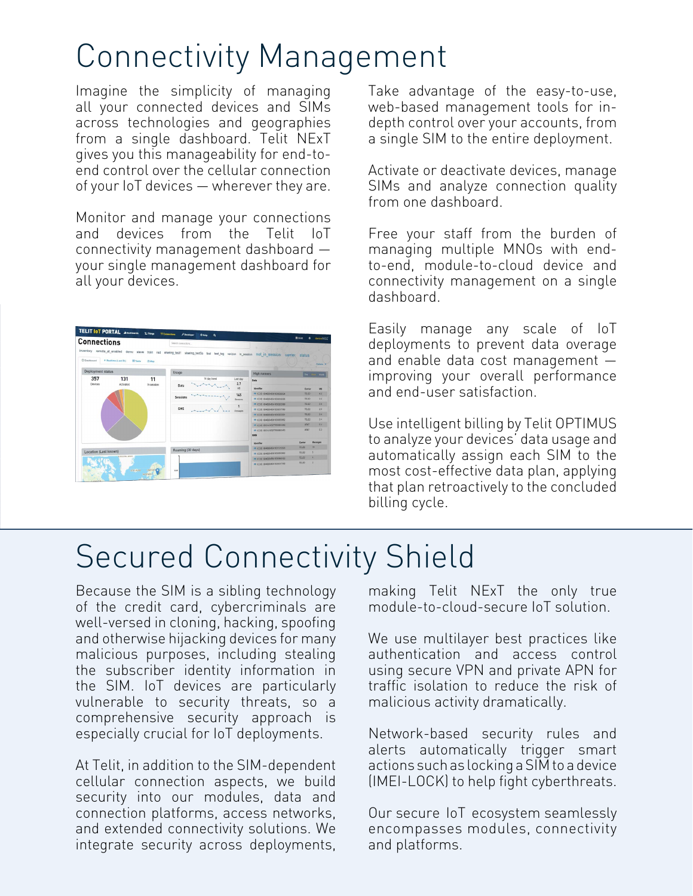# Connectivity Management

Imagine the simplicity of managing all your connected devices and SIMs across technologies and geographies from a single dashboard. Telit NExT gives you this manageability for end-to-end control over the cellular connection of your IoT devices — wherever they are.

Monitor and manage your connections and devices from the Telit IoT connectivity management dashboard — your single management dashboard for all your devices.

Take advantage of the easy-to-use, web-based management tools for in-depth control over your accounts, from a single SIM to the entire deployment.

Activate or deactivate devices, manage SIMs and analyze connection quality from one dashboard.

Free your staff from the burden of managing multiple MNOs with end-to-end, module-to-cloud device and connectivity management on a single dashboard.

Easily manage any scale of IoT deployments to prevent data overage and enable data cost management — improving your overall performance and end-user satisfaction.

Use intelligent billing by Telit OPTIMUS to analyze your devices' data usage and automatically assign each SIM to the most cost-effective data plan, applying that plan retroactively to the concluded billing cycle.

# Secured Connectivity Shield

Because the SIM is a sibling technology of the credit card, cybercriminals are well-versed in cloning, hacking, spoofing and otherwise hijacking devices for many malicious purposes, including stealing the subscriber identity information in the SIM. IoT devices are particularly vulnerable to security threats, so a comprehensive security approach is especially crucial for IoT deployments.

At Telit, in addition to the SIM-dependent cellular connection aspects, we build security into our modules, data and connection platforms, access networks, and extended connectivity solutions. We integrate security across deployments, making Telit NExT the only true module-to-cloud-secure IoT solution.

We use multilayer best practices like authentication and access control using secure VPN and private APN for traffic isolation to reduce the risk of malicious activity dramatically.

Network-based security rules and alerts automatically trigger smart actions such as locking a SIM to a device (IMEI-LOCK) to help fight cyberthreats.

Our secure IoT ecosystem seamlessly encompasses modules, connectivity and platforms.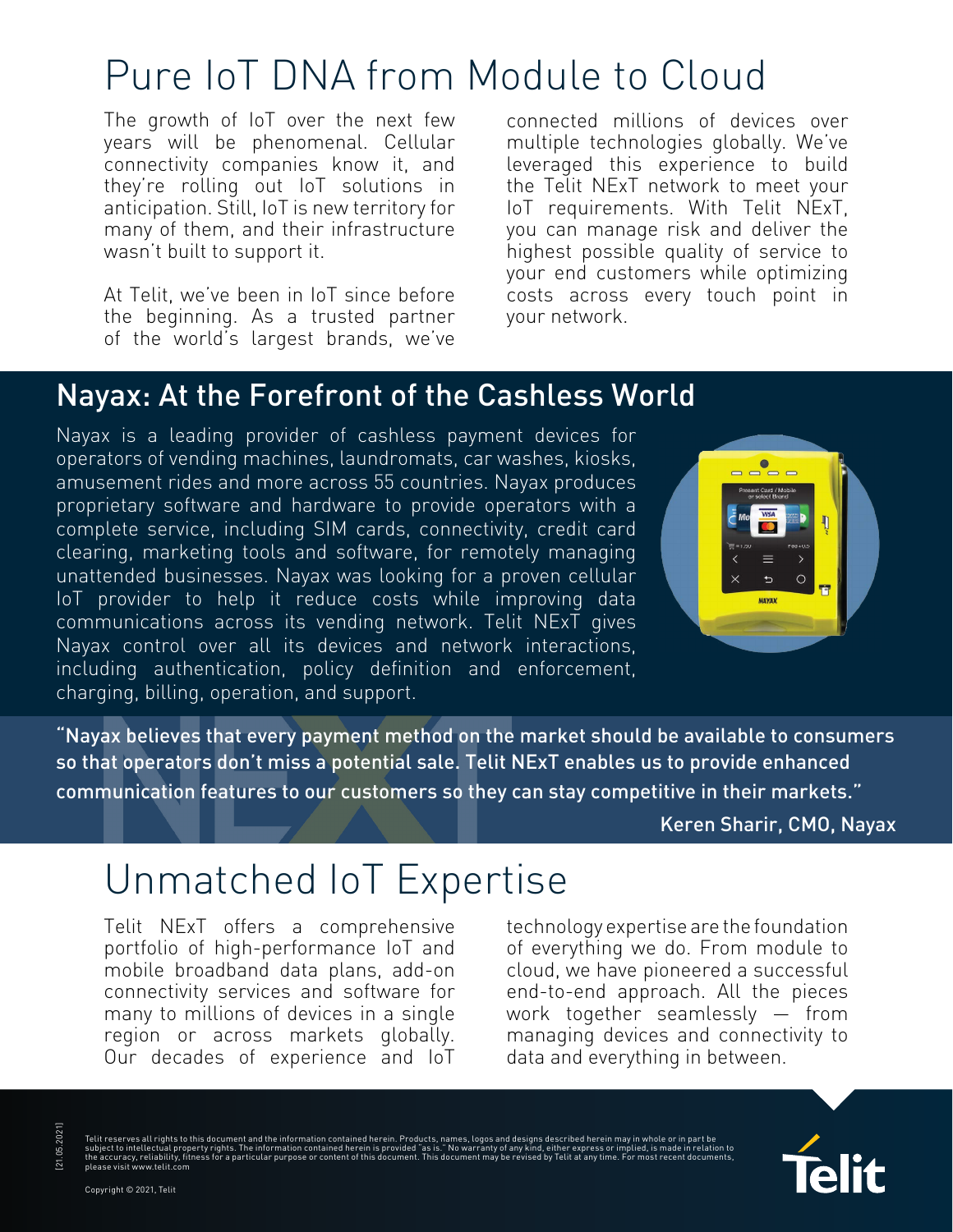# Pure IoT DNA from Module to Cloud

The growth of IoT over the next few years will be phenomenal. Cellular connectivity companies know it, and they're rolling out IoT solutions in anticipation. Still, IoT is new territory for many of them, and their infrastructure wasn't built to support it.

At Telit, we've been in IoT since before the beginning. As a trusted partner of the world's largest brands, we've connected millions of devices over multiple technologies globally. We've leveraged this experience to build the Telit NExT network to meet your IoT requirements. With Telit NExT, you can manage risk and deliver the highest possible quality of service to your end customers while optimizing costs across every touch point in your network.

## Nayax: At the Forefront of the Cashless World

Nayax is a leading provider of cashless payment devices for operators of vending machines, laundromats, car washes, kiosks, amusement rides and more across 55 countries. Nayax produces proprietary software and hardware to provide operators with a complete service, including SIM cards, connectivity, credit card clearing, marketing tools and software, for remotely managing unattended businesses. Nayax was looking for a proven cellular IoT provider to help it reduce costs while improving data communications across its vending network. Telit NExT gives Nayax control over all its devices and network interactions, including authentication, policy definition and enforcement, charging, billing, operation, and support.

**"Nayax believes that every payment method on the market should be available to consumers so that operators don't miss a potential sale. Telit NExT enables us to provide enhanced communication features to our customers so they can stay competitive in their markets."**

**Keren Sharir, CMO, Nayax**

# Unmatched IoT Expertise

Telit NExT offers a comprehensive portfolio of high-performance IoT and mobile broadband data plans, add-on connectivity services and software for many to millions of devices in a single region or across markets globally. Our decades of experience and IoT technology expertise are the foundation of everything we do. From module to cloud, we have pioneered a successful end-to-end approach. All the pieces work together seamlessly — from managing devices and connectivity to data and everything in between.

Telit reserves all rights to this document and the information contained herein. Products, names, logos and designs described herein may in whole or in part be subject to intellectual property rights. The information contained herein is provided "as is." No warranty of any kind, either express or implied, is made in relation to the accuracy, reliability, fitness for a particular purpose or content of this document. This document may be revised by Telit at any time. For most recent documents, please visit www.telit.com

Copyright © 2021, Telit

[21.05.2021]